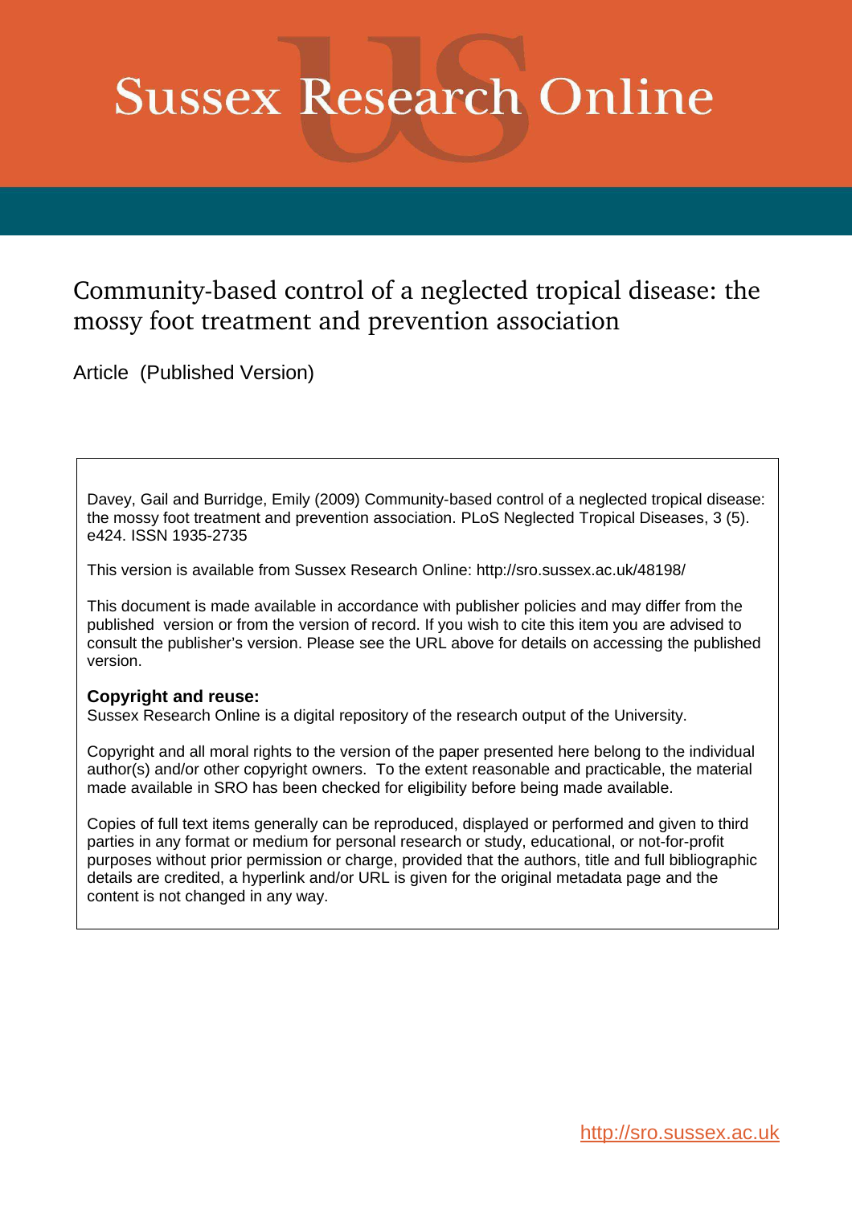# Sussex Research Online

## Community-based control of a neglected tropical disease: the mossy foot treatment and prevention association

Article (Published Version)

Davey, Gail and Burridge, Emily (2009) Community-based control of a neglected tropical disease: the mossy foot treatment and prevention association. PLoS Neglected Tropical Diseases, 3 (5). e424. ISSN 1935-2735

This version is available from Sussex Research Online: http://sro.sussex.ac.uk/48198/

This document is made available in accordance with publisher policies and may differ from the published version or from the version of record. If you wish to cite this item you are advised to consult the publisher's version. Please see the URL above for details on accessing the published version.

**Copyright and reuse:**
Sussex Research Online is a digital repository of the research output of the University.

Copyright and all moral rights to the version of the paper presented here belong to the individual author(s) and/or other copyright owners. To the extent reasonable and practicable, the material made available in SRO has been checked for eligibility before being made available.

Copies of full text items generally can be reproduced, displayed or performed and given to third parties in any format or medium for personal research or study, educational, or not-for-profit purposes without prior permission or charge, provided that the authors, title and full bibliographic details are credited, a hyperlink and/or URL is given for the original metadata page and the content is not changed in any way.

http://sro.sussex.ac.uk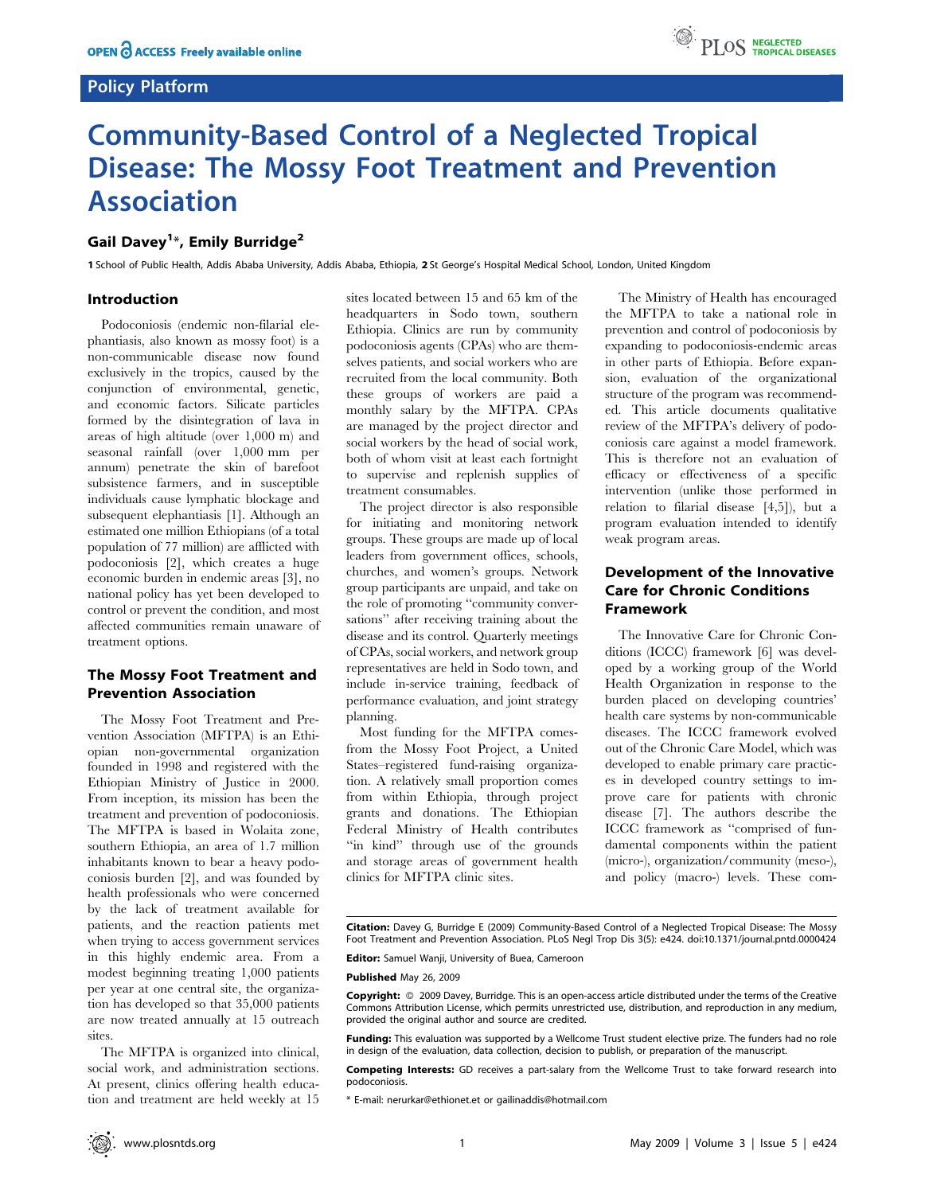Policy Platform

# Community-Based Control of a Neglected Tropical Disease: The Mossy Foot Treatment and Prevention Association

**Gail Davey[1]*, Emily Burridge[2]**

**1** School of Public Health, Addis Ababa University, Addis Ababa, Ethiopia, **2** St George's Hospital Medical School, London, United Kingdom

## Introduction

Podoconiosis (endemic non-filarial elephantiasis, also known as mossy foot) is a non-communicable disease now found exclusively in the tropics, caused by the conjunction of environmental, genetic, and economic factors. Silicate particles formed by the disintegration of lava in areas of high altitude (over 1,000 m) and seasonal rainfall (over 1,000 mm per annum) penetrate the skin of barefoot subsistence farmers, and in susceptible individuals cause lymphatic blockage and subsequent elephantiasis [1]. Although an estimated one million Ethiopians (of a total population of 77 million) are afflicted with podoconiosis [2], which creates a huge economic burden in endemic areas [3], no national policy has yet been developed to control or prevent the condition, and most affected communities remain unaware of treatment options.

## The Mossy Foot Treatment and Prevention Association

The Mossy Foot Treatment and Prevention Association (MFTPA) is an Ethiopian non-governmental organization founded in 1998 and registered with the Ethiopian Ministry of Justice in 2000. From inception, its mission has been the treatment and prevention of podoconiosis. The MFTPA is based in Wolaita zone, southern Ethiopia, an area of 1.7 million inhabitants known to bear a heavy podoconiosis burden [2], and was founded by health professionals who were concerned by the lack of treatment available for patients, and the reaction patients met when trying to access government services in this highly endemic area. From a modest beginning treating 1,000 patients per year at one central site, the organization has developed so that 35,000 patients are now treated annually at 15 outreach sites.

The MFTPA is organized into clinical, social work, and administration sections. At present, clinics offering health education and treatment are held weekly at 15 sites located between 15 and 65 km of the headquarters in Sodo town, southern Ethiopia. Clinics are run by community podoconiosis agents (CPAs) who are themselves patients, and social workers who are recruited from the local community. Both these groups of workers are paid a monthly salary by the MFTPA. CPAs are managed by the project director and social workers by the head of social work, both of whom visit at least each fortnight to supervise and replenish supplies of treatment consumables.

The project director is also responsible for initiating and monitoring network groups. These groups are made up of local leaders from government offices, schools, churches, and women's groups. Network group participants are unpaid, and take on the role of promoting "community conversations" after receiving training about the disease and its control. Quarterly meetings of CPAs, social workers, and network group representatives are held in Sodo town, and include in-service training, feedback of performance evaluation, and joint strategy planning.

Most funding for the MFTPA comes from the Mossy Foot Project, a United States–registered fund-raising organization. A relatively small proportion comes from within Ethiopia, through project grants and donations. The Ethiopian Federal Ministry of Health contributes "in kind" through use of the grounds and storage areas of government health clinics for MFTPA clinic sites.

The Ministry of Health has encouraged the MFTPA to take a national role in prevention and control of podoconiosis by expanding to podoconiosis-endemic areas in other parts of Ethiopia. Before expansion, evaluation of the organizational structure of the program was recommended. This article documents qualitative review of the MFTPA's delivery of podoconiosis care against a model framework. This is therefore not an evaluation of efficacy or effectiveness of a specific intervention (unlike those performed in relation to filarial disease [4,5]), but a program evaluation intended to identify weak program areas.

## Development of the Innovative Care for Chronic Conditions Framework

The Innovative Care for Chronic Conditions (ICCC) framework [6] was developed by a working group of the World Health Organization in response to the burden placed on developing countries' health care systems by non-communicable diseases. The ICCC framework evolved out of the Chronic Care Model, which was developed to enable primary care practices in developed country settings to improve care for patients with chronic disease [7]. The authors describe the ICCC framework as "comprised of fundamental components within the patient (micro-), organization/community (meso-), and policy (macro-) levels. These com-

**Citation:** Davey G, Burridge E (2009) Community-Based Control of a Neglected Tropical Disease: The Mossy Foot Treatment and Prevention Association. PLoS Negl Trop Dis 3(5): e424. doi:10.1371/journal.pntd.0000424

**Editor:** Samuel Wanji, University of Buea, Cameroon

**Published** May 26, 2009

**Copyright:** © 2009 Davey, Burridge. This is an open-access article distributed under the terms of the Creative Commons Attribution License, which permits unrestricted use, distribution, and reproduction in any medium, provided the original author and source are credited.

**Funding:** This evaluation was supported by a Wellcome Trust student elective prize. The funders had no role in design of the evaluation, data collection, decision to publish, or preparation of the manuscript.

**Competing Interests:** GD receives a part-salary from the Wellcome Trust to take forward research into podoconiosis.

* E-mail: nerurkar@ethionet.et or gailinaddis@hotmail.com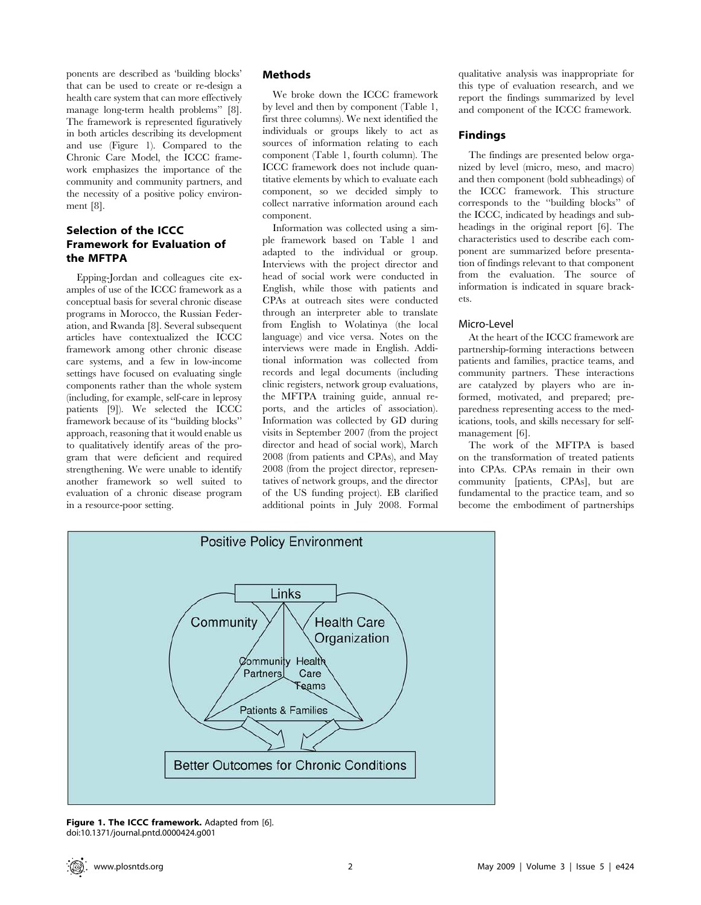ponents are described as 'building blocks' that can be used to create or re-design a health care system that can more effectively manage long-term health problems" [8]. The framework is represented figuratively in both articles describing its development and use (Figure 1). Compared to the Chronic Care Model, the ICCC framework emphasizes the importance of the community and community partners, and the necessity of a positive policy environment [8].

## Selection of the ICCC Framework for Evaluation of the MFTPA

Epping-Jordan and colleagues cite examples of use of the ICCC framework as a conceptual basis for several chronic disease programs in Morocco, the Russian Federation, and Rwanda [8]. Several subsequent articles have contextualized the ICCC framework among other chronic disease care systems, and a few in low-income settings have focused on evaluating single components rather than the whole system (including, for example, self-care in leprosy patients [9]). We selected the ICCC framework because of its "building blocks" approach, reasoning that it would enable us to qualitatively identify areas of the program that were deficient and required strengthening. We were unable to identify another framework so well suited to evaluation of a chronic disease program in a resource-poor setting.

## Methods

We broke down the ICCC framework by level and then by component (Table 1, first three columns). We next identified the individuals or groups likely to act as sources of information relating to each component (Table 1, fourth column). The ICCC framework does not include quantitative elements by which to evaluate each component, so we decided simply to collect narrative information around each component.

Information was collected using a simple framework based on Table 1 and adapted to the individual or group. Interviews with the project director and head of social work were conducted in English, while those with patients and CPAs at outreach sites were conducted through an interpreter able to translate from English to Wolatinya (the local language) and vice versa. Notes on the interviews were made in English. Additional information was collected from records and legal documents (including clinic registers, network group evaluations, the MFTPA training guide, annual reports, and the articles of association). Information was collected by GD during visits in September 2007 (from the project director and head of social work), March 2008 (from patients and CPAs), and May 2008 (from the project director, representatives of network groups, and the director of the US funding project). EB clarified additional points in July 2008. Formal qualitative analysis was inappropriate for this type of evaluation research, and we report the findings summarized by level and component of the ICCC framework.

## Findings

The findings are presented below organized by level (micro, meso, and macro) and then component (bold subheadings) of the ICCC framework. This structure corresponds to the "building blocks" of the ICCC, indicated by headings and subheadings in the original report [6]. The characteristics used to describe each component are summarized before presentation of findings relevant to that component from the evaluation. The source of information is indicated in square brackets.

### Micro-Level

At the heart of the ICCC framework are partnership-forming interactions between patients and families, practice teams, and community partners. These interactions are catalyzed by players who are informed, motivated, and prepared; preparedness representing access to the medications, tools, and skills necessary for self-management [6].

The work of the MFTPA is based on the transformation of treated patients into CPAs. CPAs remain in their own community [patients, CPAs], but are fundamental to the practice team, and so become the embodiment of partnerships

**Figure 1. The ICCC framework.** Adapted from [6].
doi:10.1371/journal.pntd.0000424.g001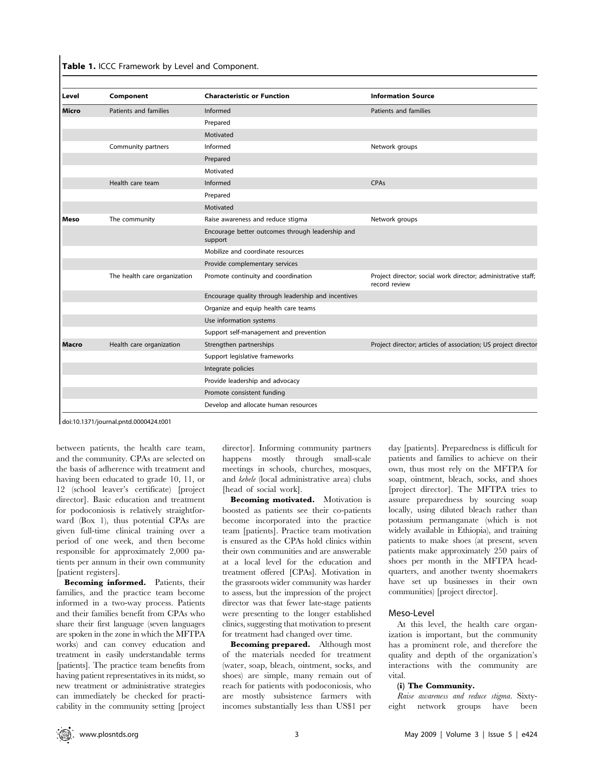**Table 1.** ICCC Framework by Level and Component.

| Level | Component | Characteristic or Function | Information Source |
|---|---|---|---|
| **Micro** | Patients and families | Informed | Patients and families |
| | | Prepared | |
| | | Motivated | |
| | Community partners | Informed | Network groups |
| | | Prepared | |
| | | Motivated | |
| | Health care team | Informed | CPAs |
| | | Prepared | |
| | | Motivated | |
| **Meso** | The community | Raise awareness and reduce stigma | Network groups |
| | | Encourage better outcomes through leadership and support | |
| | | Mobilize and coordinate resources | |
| | | Provide complementary services | |
| | The health care organization | Promote continuity and coordination | Project director; social work director; administrative staff; record review |
| | | Encourage quality through leadership and incentives | |
| | | Organize and equip health care teams | |
| | | Use information systems | |
| | | Support self-management and prevention | |
| **Macro** | Health care organization | Strengthen partnerships | Project director; articles of association; US project director |
| | | Support legislative frameworks | |
| | | Integrate policies | |
| | | Provide leadership and advocacy | |
| | | Promote consistent funding | |
| | | Develop and allocate human resources | |

doi:10.1371/journal.pntd.0000424.t001

between patients, the health care team, and the community. CPAs are selected on the basis of adherence with treatment and having been educated to grade 10, 11, or 12 (school leaver's certificate) [project director]. Basic education and treatment for podoconiosis is relatively straightforward (Box 1), thus potential CPAs are given full-time clinical training over a period of one week, and then become responsible for approximately 2,000 patients per annum in their own community [patient registers].

**Becoming informed.** Patients, their families, and the practice team become informed in a two-way process. Patients and their families benefit from CPAs who share their first language (seven languages are spoken in the zone in which the MFTPA works) and can convey education and treatment in easily understandable terms [patients]. The practice team benefits from having patient representatives in its midst, so new treatment or administrative strategies can immediately be checked for practicability in the community setting [project director]. Informing community partners happens mostly through small-scale meetings in schools, churches, mosques, and *kebele* (local administrative area) clubs [head of social work].

**Becoming motivated.** Motivation is boosted as patients see their co-patients become incorporated into the practice team [patients]. Practice team motivation is ensured as the CPAs hold clinics within their own communities and are answerable at a local level for the education and treatment offered [CPAs]. Motivation in the grassroots wider community was harder to assess, but the impression of the project director was that fewer late-stage patients were presenting to the longer established clinics, suggesting that motivation to present for treatment had changed over time.

**Becoming prepared.** Although most of the materials needed for treatment (water, soap, bleach, ointment, socks, and shoes) are simple, many remain out of reach for patients with podoconiosis, who are mostly subsistence farmers with incomes substantially less than US$1 per day [patients]. Preparedness is difficult for patients and families to achieve on their own, thus most rely on the MFTPA for soap, ointment, bleach, socks, and shoes [project director]. The MFTPA tries to assure preparedness by sourcing soap locally, using diluted bleach rather than potassium permanganate (which is not widely available in Ethiopia), and training patients to make shoes (at present, seven patients make approximately 250 pairs of shoes per month in the MFTPA headquarters, and another twenty shoemakers have set up businesses in their own communities) [project director].

## Meso-Level

At this level, the health care organization is important, but the community has a prominent role, and therefore the quality and depth of the organization's interactions with the community are vital.

#### (i) The Community.

*Raise awareness and reduce stigma*. Sixty-eight network groups have been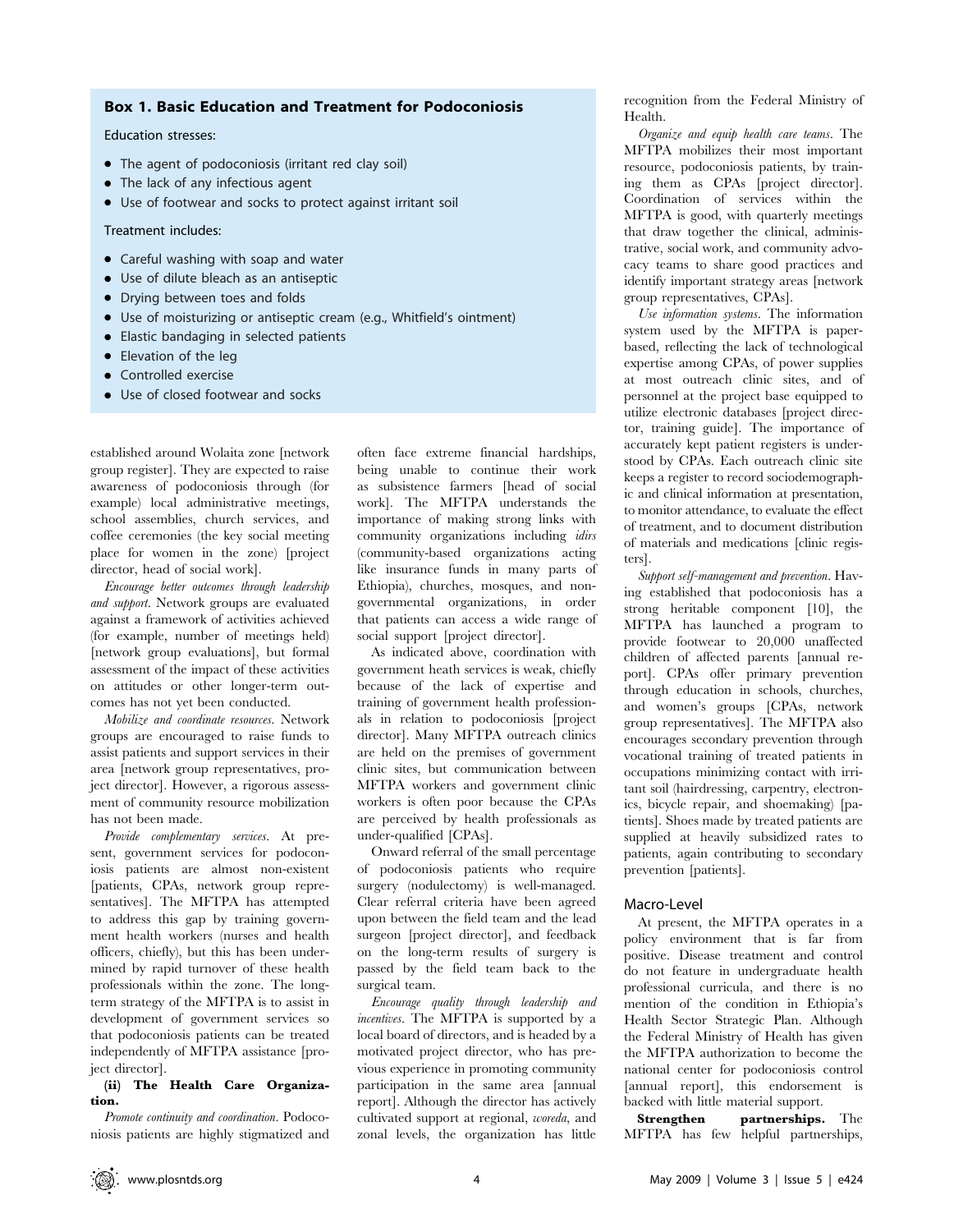**Box 1. Basic Education and Treatment for Podoconiosis**

Education stresses:

- The agent of podoconiosis (irritant red clay soil)
- The lack of any infectious agent
- Use of footwear and socks to protect against irritant soil

Treatment includes:

- Careful washing with soap and water
- Use of dilute bleach as an antiseptic
- Drying between toes and folds
- Use of moisturizing or antiseptic cream (e.g., Whitfield's ointment)
- Elastic bandaging in selected patients
- Elevation of the leg
- Controlled exercise
- Use of closed footwear and socks

established around Wolaita zone [network group register]. They are expected to raise awareness of podoconiosis through (for example) local administrative meetings, school assemblies, church services, and coffee ceremonies (the key social meeting place for women in the zone) [project director, head of social work].

*Encourage better outcomes through leadership and support*. Network groups are evaluated against a framework of activities achieved (for example, number of meetings held) [network group evaluations], but formal assessment of the impact of these activities on attitudes or other longer-term outcomes has not yet been conducted.

*Mobilize and coordinate resources*. Network groups are encouraged to raise funds to assist patients and support services in their area [network group representatives, project director]. However, a rigorous assessment of community resource mobilization has not been made.

*Provide complementary services*. At present, government services for podoconiosis patients are almost non-existent [patients, CPAs, network group representatives]. The MFTPA has attempted to address this gap by training government health workers (nurses and health officers, chiefly), but this has been undermined by rapid turnover of these health professionals within the zone. The long-term strategy of the MFTPA is to assist in development of government services so that podoconiosis patients can be treated independently of MFTPA assistance [project director].

**(ii) The Health Care Organization.**

*Promote continuity and coordination*. Podoconiosis patients are highly stigmatized and often face extreme financial hardships, being unable to continue their work as subsistence farmers [head of social work]. The MFTPA understands the importance of making strong links with community organizations including *idirs* (community-based organizations acting like insurance funds in many parts of Ethiopia), churches, mosques, and non-governmental organizations, in order that patients can access a wide range of social support [project director].

As indicated above, coordination with government heath services is weak, chiefly because of the lack of expertise and training of government health professionals in relation to podoconiosis [project director]. Many MFTPA outreach clinics are held on the premises of government clinic sites, but communication between MFTPA workers and government clinic workers is often poor because the CPAs are perceived by health professionals as under-qualified [CPAs].

Onward referral of the small percentage of podoconiosis patients who require surgery (nodulectomy) is well-managed. Clear referral criteria have been agreed upon between the field team and the lead surgeon [project director], and feedback on the long-term results of surgery is passed by the field team back to the surgical team.

*Encourage quality through leadership and incentives*. The MFTPA is supported by a local board of directors, and is headed by a motivated project director, who has previous experience in promoting community participation in the same area [annual report]. Although the director has actively cultivated support at regional, *woreda*, and zonal levels, the organization has little recognition from the Federal Ministry of Health.

*Organize and equip health care teams*. The MFTPA mobilizes their most important resource, podoconiosis patients, by training them as CPAs [project director]. Coordination of services within the MFTPA is good, with quarterly meetings that draw together the clinical, administrative, social work, and community advocacy teams to share good practices and identify important strategy areas [network group representatives, CPAs].

*Use information systems*. The information system used by the MFTPA is paper-based, reflecting the lack of technological expertise among CPAs, of power supplies at most outreach clinic sites, and of personnel at the project base equipped to utilize electronic databases [project director, training guide]. The importance of accurately kept patient registers is understood by CPAs. Each outreach clinic site keeps a register to record sociodemographic and clinical information at presentation, to monitor attendance, to evaluate the effect of treatment, and to document distribution of materials and medications [clinic registers].

*Support self-management and prevention*. Having established that podoconiosis has a strong heritable component [10], the MFTPA has launched a program to provide footwear to 20,000 unaffected children of affected parents [annual report]. CPAs offer primary prevention through education in schools, churches, and women's groups [CPAs, network group representatives]. The MFTPA also encourages secondary prevention through vocational training of treated patients in occupations minimizing contact with irritant soil (hairdressing, carpentry, electronics, bicycle repair, and shoemaking) [patients]. Shoes made by treated patients are supplied at heavily subsidized rates to patients, again contributing to secondary prevention [patients].

## Macro-Level

At present, the MFTPA operates in a policy environment that is far from positive. Disease treatment and control do not feature in undergraduate health professional curricula, and there is no mention of the condition in Ethiopia's Health Sector Strategic Plan. Although the Federal Ministry of Health has given the MFTPA authorization to become the national center for podoconiosis control [annual report], this endorsement is backed with little material support.

**Strengthen partnerships.** The MFTPA has few helpful partnerships,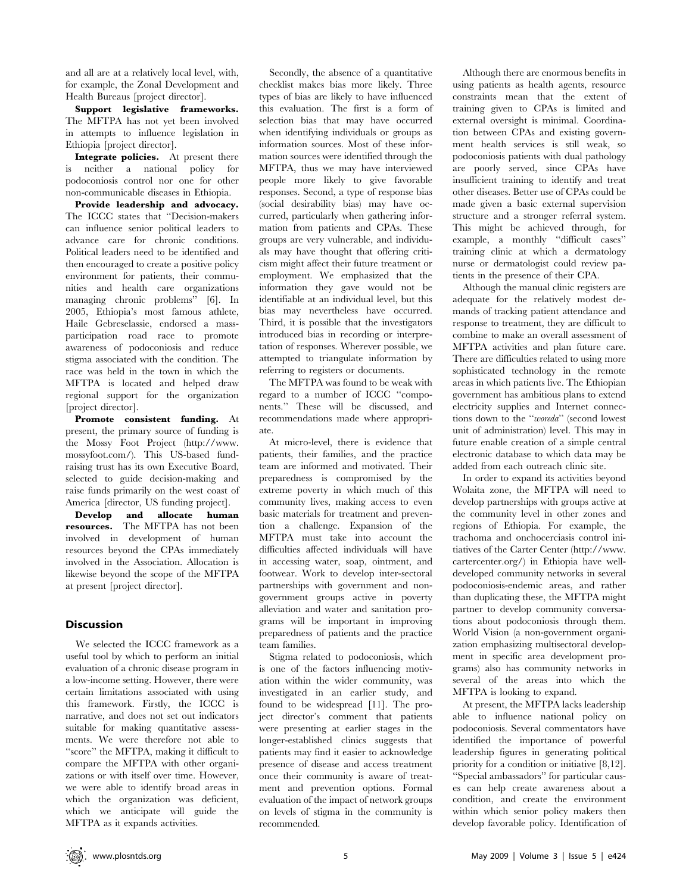and all are at a relatively local level, with, for example, the Zonal Development and Health Bureaus [project director].

**Support legislative frameworks.** The MFTPA has not yet been involved in attempts to influence legislation in Ethiopia [project director].

**Integrate policies.** At present there is neither a national policy for podoconiosis control nor one for other non-communicable diseases in Ethiopia.

**Provide leadership and advocacy.** The ICCC states that "Decision-makers can influence senior political leaders to advance care for chronic conditions. Political leaders need to be identified and then encouraged to create a positive policy environment for patients, their communities and health care organizations managing chronic problems" [6]. In 2005, Ethiopia's most famous athlete, Haile Gebreselassie, endorsed a mass-participation road race to promote awareness of podoconiosis and reduce stigma associated with the condition. The race was held in the town in which the MFTPA is located and helped draw regional support for the organization [project director].

**Promote consistent funding.** At present, the primary source of funding is the Mossy Foot Project (http://www.mossyfoot.com/). This US-based fund-raising trust has its own Executive Board, selected to guide decision-making and raise funds primarily on the west coast of America [director, US funding project].

**Develop and allocate human resources.** The MFTPA has not been involved in development of human resources beyond the CPAs immediately involved in the Association. Allocation is likewise beyond the scope of the MFTPA at present [project director].

## Discussion

We selected the ICCC framework as a useful tool by which to perform an initial evaluation of a chronic disease program in a low-income setting. However, there were certain limitations associated with using this framework. Firstly, the ICCC is narrative, and does not set out indicators suitable for making quantitative assessments. We were therefore not able to "score" the MFTPA, making it difficult to compare the MFTPA with other organizations or with itself over time. However, we were able to identify broad areas in which the organization was deficient, which we anticipate will guide the MFTPA as it expands activities.

Secondly, the absence of a quantitative checklist makes bias more likely. Three types of bias are likely to have influenced this evaluation. The first is a form of selection bias that may have occurred when identifying individuals or groups as information sources. Most of these information sources were identified through the MFTPA, thus we may have interviewed people more likely to give favorable responses. Second, a type of response bias (social desirability bias) may have occurred, particularly when gathering information from patients and CPAs. These groups are very vulnerable, and individuals may have thought that offering criticism might affect their future treatment or employment. We emphasized that the information they gave would not be identifiable at an individual level, but this bias may nevertheless have occurred. Third, it is possible that the investigators introduced bias in recording or interpretation of responses. Wherever possible, we attempted to triangulate information by referring to registers or documents.

The MFTPA was found to be weak with regard to a number of ICCC "components." These will be discussed, and recommendations made where appropriate.

At micro-level, there is evidence that patients, their families, and the practice team are informed and motivated. Their preparedness is compromised by the extreme poverty in which much of this community lives, making access to even basic materials for treatment and prevention a challenge. Expansion of the MFTPA must take into account the difficulties affected individuals will have in accessing water, soap, ointment, and footwear. Work to develop inter-sectoral partnerships with government and non-government groups active in poverty alleviation and water and sanitation programs will be important in improving preparedness of patients and the practice team families.

Stigma related to podoconiosis, which is one of the factors influencing motivation within the wider community, was investigated in an earlier study, and found to be widespread [11]. The project director's comment that patients were presenting at earlier stages in the longer-established clinics suggests that patients may find it easier to acknowledge presence of disease and access treatment once their community is aware of treatment and prevention options. Formal evaluation of the impact of network groups on levels of stigma in the community is recommended.

Although there are enormous benefits in using patients as health agents, resource constraints mean that the extent of training given to CPAs is limited and external oversight is minimal. Coordination between CPAs and existing government health services is still weak, so podoconiosis patients with dual pathology are poorly served, since CPAs have insufficient training to identify and treat other diseases. Better use of CPAs could be made given a basic external supervision structure and a stronger referral system. This might be achieved through, for example, a monthly "difficult cases" training clinic at which a dermatology nurse or dermatologist could review patients in the presence of their CPA.

Although the manual clinic registers are adequate for the relatively modest demands of tracking patient attendance and response to treatment, they are difficult to combine to make an overall assessment of MFTPA activities and plan future care. There are difficulties related to using more sophisticated technology in the remote areas in which patients live. The Ethiopian government has ambitious plans to extend electricity supplies and Internet connections down to the "*woreda*" (second lowest unit of administration) level. This may in future enable creation of a simple central electronic database to which data may be added from each outreach clinic site.

In order to expand its activities beyond Wolaita zone, the MFTPA will need to develop partnerships with groups active at the community level in other zones and regions of Ethiopia. For example, the trachoma and onchocerciasis control initiatives of the Carter Center (http://www.cartercenter.org/) in Ethiopia have well-developed community networks in several podoconiosis-endemic areas, and rather than duplicating these, the MFTPA might partner to develop community conversations about podoconiosis through them. World Vision (a non-government organization emphasizing multisectoral development in specific area development programs) also has community networks in several of the areas into which the MFTPA is looking to expand.

At present, the MFTPA lacks leadership able to influence national policy on podoconiosis. Several commentators have identified the importance of powerful leadership figures in generating political priority for a condition or initiative [8,12]. "Special ambassadors" for particular causes can help create awareness about a condition, and create the environment within which senior policy makers then develop favorable policy. Identification of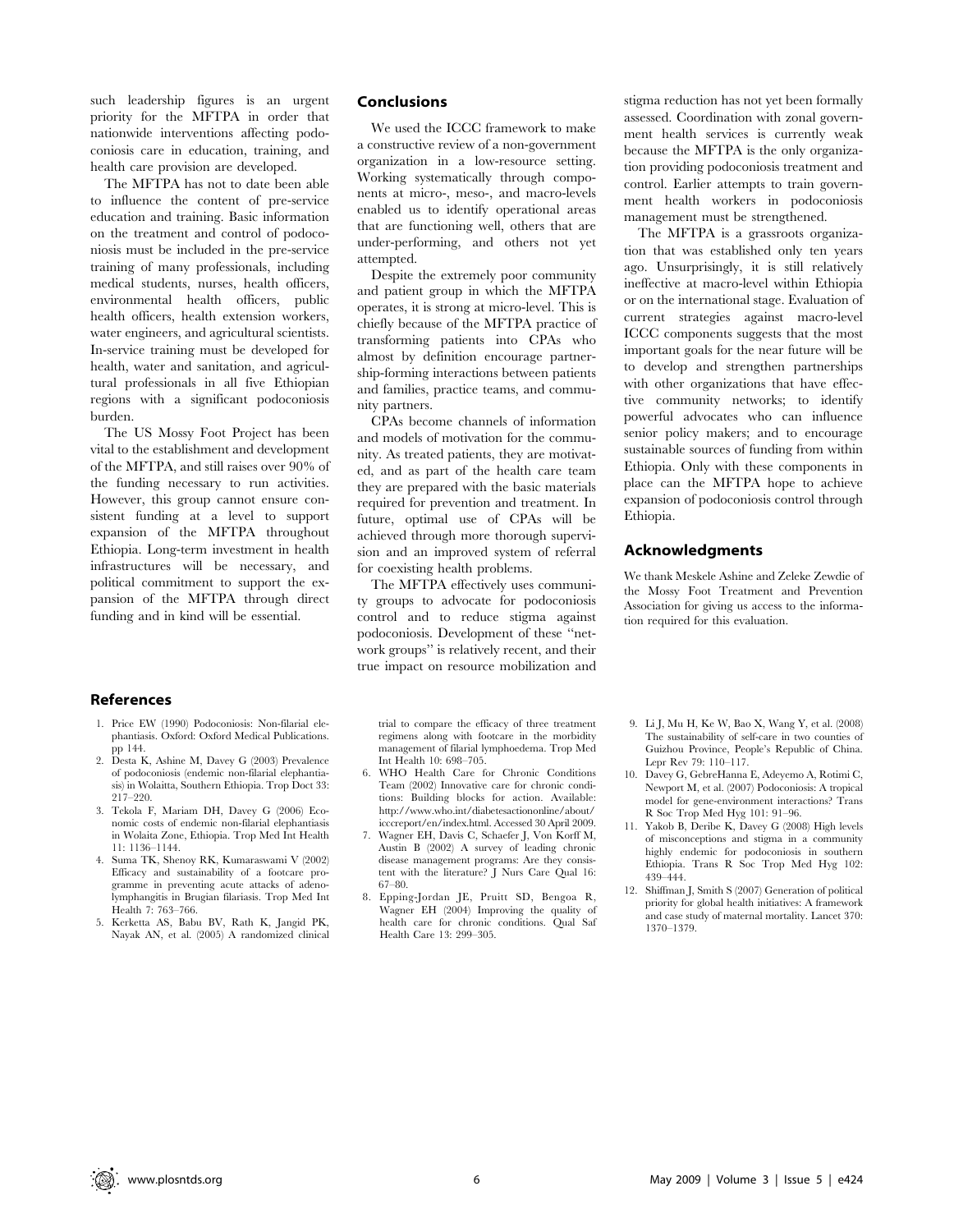such leadership figures is an urgent priority for the MFTPA in order that nationwide interventions affecting podoconiosis care in education, training, and health care provision are developed.

The MFTPA has not to date been able to influence the content of pre-service education and training. Basic information on the treatment and control of podoconiosis must be included in the pre-service training of many professionals, including medical students, nurses, health officers, environmental health officers, public health officers, health extension workers, water engineers, and agricultural scientists. In-service training must be developed for health, water and sanitation, and agricultural professionals in all five Ethiopian regions with a significant podoconiosis burden.

The US Mossy Foot Project has been vital to the establishment and development of the MFTPA, and still raises over 90% of the funding necessary to run activities. However, this group cannot ensure consistent funding at a level to support expansion of the MFTPA throughout Ethiopia. Long-term investment in health infrastructures will be necessary, and political commitment to support the expansion of the MFTPA through direct funding and in kind will be essential.

## Conclusions

We used the ICCC framework to make a constructive review of a non-government organization in a low-resource setting. Working systematically through components at micro-, meso-, and macro-levels enabled us to identify operational areas that are functioning well, others that are under-performing, and others not yet attempted.

Despite the extremely poor community and patient group in which the MFTPA operates, it is strong at micro-level. This is chiefly because of the MFTPA practice of transforming patients into CPAs who almost by definition encourage partnership-forming interactions between patients and families, practice teams, and community partners.

CPAs become channels of information and models of motivation for the community. As treated patients, they are motivated, and as part of the health care team they are prepared with the basic materials required for prevention and treatment. In future, optimal use of CPAs will be achieved through more thorough supervision and an improved system of referral for coexisting health problems.

The MFTPA effectively uses community groups to advocate for podoconiosis control and to reduce stigma against podoconiosis. Development of these "network groups" is relatively recent, and their true impact on resource mobilization and stigma reduction has not yet been formally assessed. Coordination with zonal government health services is currently weak because the MFTPA is the only organization providing podoconiosis treatment and control. Earlier attempts to train government health workers in podoconiosis management must be strengthened.

The MFTPA is a grassroots organization that was established only ten years ago. Unsurprisingly, it is still relatively ineffective at macro-level within Ethiopia or on the international stage. Evaluation of current strategies against macro-level ICCC components suggests that the most important goals for the near future will be to develop and strengthen partnerships with other organizations that have effective community networks; to identify powerful advocates who can influence senior policy makers; and to encourage sustainable sources of funding from within Ethiopia. Only with these components in place can the MFTPA hope to achieve expansion of podoconiosis control through Ethiopia.

## Acknowledgments

We thank Meskele Ashine and Zeleke Zewdie of the Mossy Foot Treatment and Prevention Association for giving us access to the information required for this evaluation.

## References

1. Price EW (1990) Podoconiosis: Non-filarial elephantiasis. Oxford: Oxford Medical Publications. pp 144.
2. Desta K, Ashine M, Davey G (2003) Prevalence of podoconiosis (endemic non-filarial elephantiasis) in Wolaitta, Southern Ethiopia. Trop Doct 33: 217–220.
3. Tekola F, Mariam DH, Davey G (2006) Economic costs of endemic non-filarial elephantiasis in Wolaita Zone, Ethiopia. Trop Med Int Health 11: 1136–1144.
4. Suma TK, Shenoy RK, Kumaraswami V (2002) Efficacy and sustainability of a footcare programme in preventing acute attacks of adenolymphangitis in Brugian filariasis. Trop Med Int Health 7: 763–766.
5. Kerketta AS, Babu BV, Rath K, Jangid PK, Nayak AN, et al. (2005) A randomized clinical trial to compare the efficacy of three treatment regimens along with footcare in the morbidity management of filarial lymphoedema. Trop Med Int Health 10: 698–705.
6. WHO Health Care for Chronic Conditions Team (2002) Innovative care for chronic conditions: Building blocks for action. Available: http://www.who.int/diabetesactiononline/about/icccreport/en/index.html. Accessed 30 April 2009.
7. Wagner EH, Davis C, Schaefer J, Von Korff M, Austin B (2002) A survey of leading chronic disease management programs: Are they consistent with the literature? J Nurs Care Qual 16: 67–80.
8. Epping-Jordan JE, Pruitt SD, Bengoa R, Wagner EH (2004) Improving the quality of health care for chronic conditions. Qual Saf Health Care 13: 299–305.
9. Li J, Mu H, Ke W, Bao X, Wang Y, et al. (2008) The sustainability of self-care in two counties of Guizhou Province, People's Republic of China. Lepr Rev 79: 110–117.
10. Davey G, GebreHanna E, Adeyemo A, Rotimi C, Newport M, et al. (2007) Podoconiosis: A tropical model for gene-environment interactions? Trans R Soc Trop Med Hyg 101: 91–96.
11. Yakob B, Deribe K, Davey G (2008) High levels of misconceptions and stigma in a community highly endemic for podoconiosis in southern Ethiopia. Trans R Soc Trop Med Hyg 102: 439–444.
12. Shiffman J, Smith S (2007) Generation of political priority for global health initiatives: A framework and case study of maternal mortality. Lancet 370: 1370–1379.